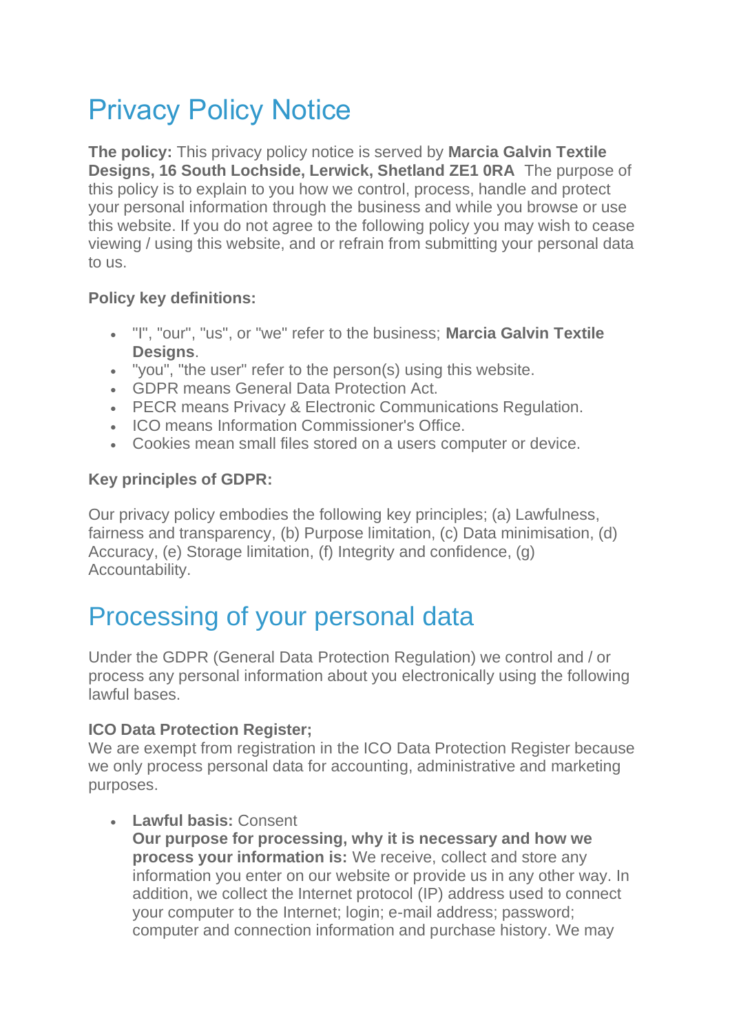# Privacy Policy Notice

**The policy:** This privacy policy notice is served by **Marcia Galvin Textile Designs, 16 South Lochside, Lerwick, Shetland ZE1 0RA** The purpose of this policy is to explain to you how we control, process, handle and protect your personal information through the business and while you browse or use this website. If you do not agree to the following policy you may wish to cease viewing / using this website, and or refrain from submitting your personal data to us.

**Policy key definitions:**

- "I", "our", "us", or "we" refer to the business; **Marcia Galvin Textile Designs**.
- "you", "the user" refer to the person(s) using this website.
- GDPR means General Data Protection Act.
- PECR means Privacy & Electronic Communications Regulation.
- ICO means Information Commissioner's Office.
- Cookies mean small files stored on a users computer or device.

**Key principles of GDPR:**

Our privacy policy embodies the following key principles; (a) Lawfulness, fairness and transparency, (b) Purpose limitation, (c) Data minimisation, (d) Accuracy, (e) Storage limitation, (f) Integrity and confidence, (g) Accountability.

# Processing of your personal data

Under the GDPR (General Data Protection Regulation) we control and / or process any personal information about you electronically using the following lawful bases.

**ICO Data Protection Register;**
We are exempt from registration in the ICO Data Protection Register because we only process personal data for accounting, administrative and marketing purposes.

- **Lawful basis:** Consent
  **Our purpose for processing, why it is necessary and how we process your information is:** We receive, collect and store any information you enter on our website or provide us in any other way. In addition, we collect the Internet protocol (IP) address used to connect your computer to the Internet; login; e-mail address; password; computer and connection information and purchase history. We may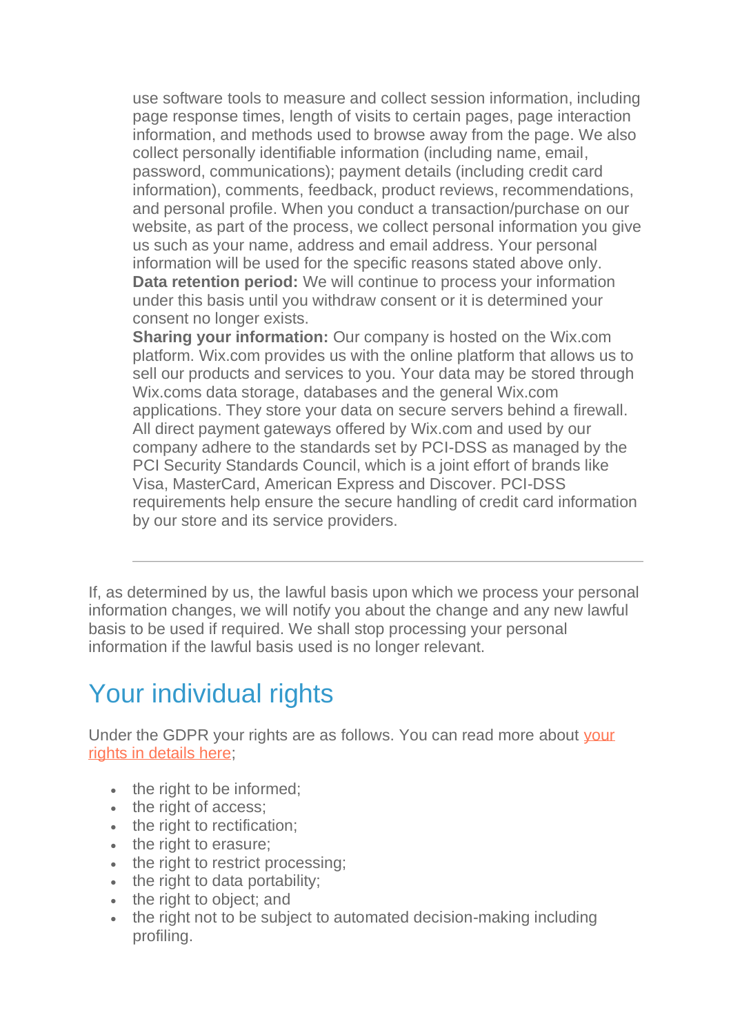use software tools to measure and collect session information, including page response times, length of visits to certain pages, page interaction information, and methods used to browse away from the page. We also collect personally identifiable information (including name, email, password, communications); payment details (including credit card information), comments, feedback, product reviews, recommendations, and personal profile. When you conduct a transaction/purchase on our website, as part of the process, we collect personal information you give us such as your name, address and email address. Your personal information will be used for the specific reasons stated above only.
**Data retention period:** We will continue to process your information under this basis until you withdraw consent or it is determined your consent no longer exists.
**Sharing your information:** Our company is hosted on the Wix.com platform. Wix.com provides us with the online platform that allows us to sell our products and services to you. Your data may be stored through Wix.coms data storage, databases and the general Wix.com applications. They store your data on secure servers behind a firewall. All direct payment gateways offered by Wix.com and used by our company adhere to the standards set by PCI-DSS as managed by the PCI Security Standards Council, which is a joint effort of brands like Visa, MasterCard, American Express and Discover. PCI-DSS requirements help ensure the secure handling of credit card information by our store and its service providers.

---

If, as determined by us, the lawful basis upon which we process your personal information changes, we will notify you about the change and any new lawful basis to be used if required. We shall stop processing your personal information if the lawful basis used is no longer relevant.

## Your individual rights

Under the GDPR your rights are as follows. You can read more about your rights in details here;

- the right to be informed;
- the right of access;
- the right to rectification;
- the right to erasure;
- the right to restrict processing;
- the right to data portability;
- the right to object; and
- the right not to be subject to automated decision-making including profiling.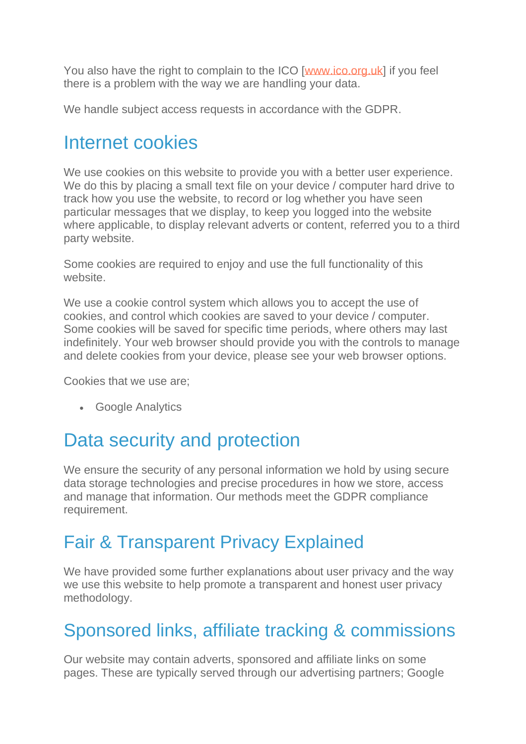You also have the right to complain to the ICO [www.ico.org.uk] if you feel there is a problem with the way we are handling your data.

We handle subject access requests in accordance with the GDPR.

## Internet cookies

We use cookies on this website to provide you with a better user experience. We do this by placing a small text file on your device / computer hard drive to track how you use the website, to record or log whether you have seen particular messages that we display, to keep you logged into the website where applicable, to display relevant adverts or content, referred you to a third party website.

Some cookies are required to enjoy and use the full functionality of this website.

We use a cookie control system which allows you to accept the use of cookies, and control which cookies are saved to your device / computer. Some cookies will be saved for specific time periods, where others may last indefinitely. Your web browser should provide you with the controls to manage and delete cookies from your device, please see your web browser options.

Cookies that we use are;

- Google Analytics

## Data security and protection

We ensure the security of any personal information we hold by using secure data storage technologies and precise procedures in how we store, access and manage that information. Our methods meet the GDPR compliance requirement.

## Fair & Transparent Privacy Explained

We have provided some further explanations about user privacy and the way we use this website to help promote a transparent and honest user privacy methodology.

## Sponsored links, affiliate tracking & commissions

Our website may contain adverts, sponsored and affiliate links on some pages. These are typically served through our advertising partners; Google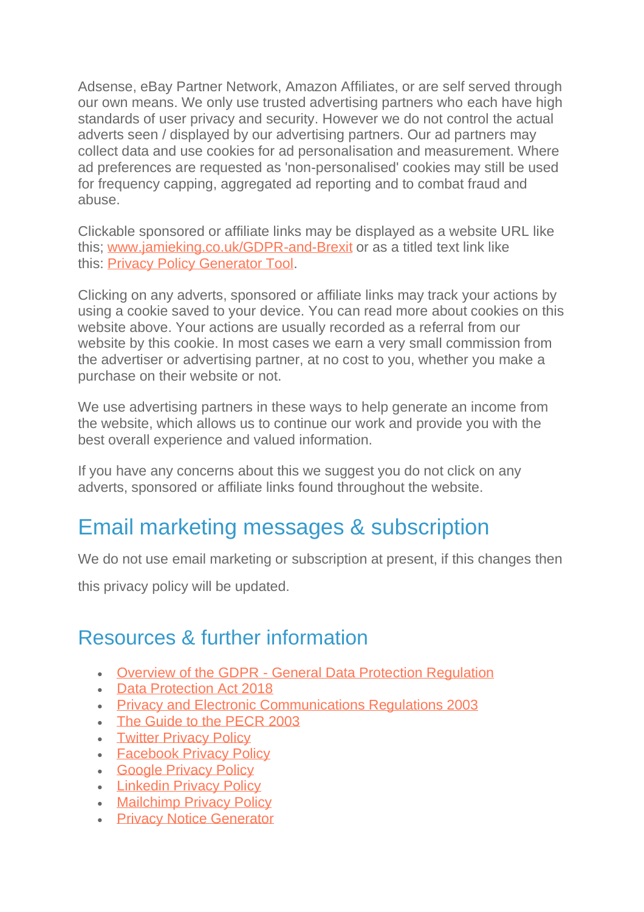Adsense, eBay Partner Network, Amazon Affiliates, or are self served through our own means. We only use trusted advertising partners who each have high standards of user privacy and security. However we do not control the actual adverts seen / displayed by our advertising partners. Our ad partners may collect data and use cookies for ad personalisation and measurement. Where ad preferences are requested as 'non-personalised' cookies may still be used for frequency capping, aggregated ad reporting and to combat fraud and abuse.

Clickable sponsored or affiliate links may be displayed as a website URL like this; www.jamieking.co.uk/GDPR-and-Brexit or as a titled text link like this: Privacy Policy Generator Tool.

Clicking on any adverts, sponsored or affiliate links may track your actions by using a cookie saved to your device. You can read more about cookies on this website above. Your actions are usually recorded as a referral from our website by this cookie. In most cases we earn a very small commission from the advertiser or advertising partner, at no cost to you, whether you make a purchase on their website or not.

We use advertising partners in these ways to help generate an income from the website, which allows us to continue our work and provide you with the best overall experience and valued information.

If you have any concerns about this we suggest you do not click on any adverts, sponsored or affiliate links found throughout the website.

## Email marketing messages & subscription

We do not use email marketing or subscription at present, if this changes then this privacy policy will be updated.

## Resources & further information

- Overview of the GDPR - General Data Protection Regulation
- Data Protection Act 2018
- Privacy and Electronic Communications Regulations 2003
- The Guide to the PECR 2003
- Twitter Privacy Policy
- Facebook Privacy Policy
- Google Privacy Policy
- Linkedin Privacy Policy
- Mailchimp Privacy Policy
- Privacy Notice Generator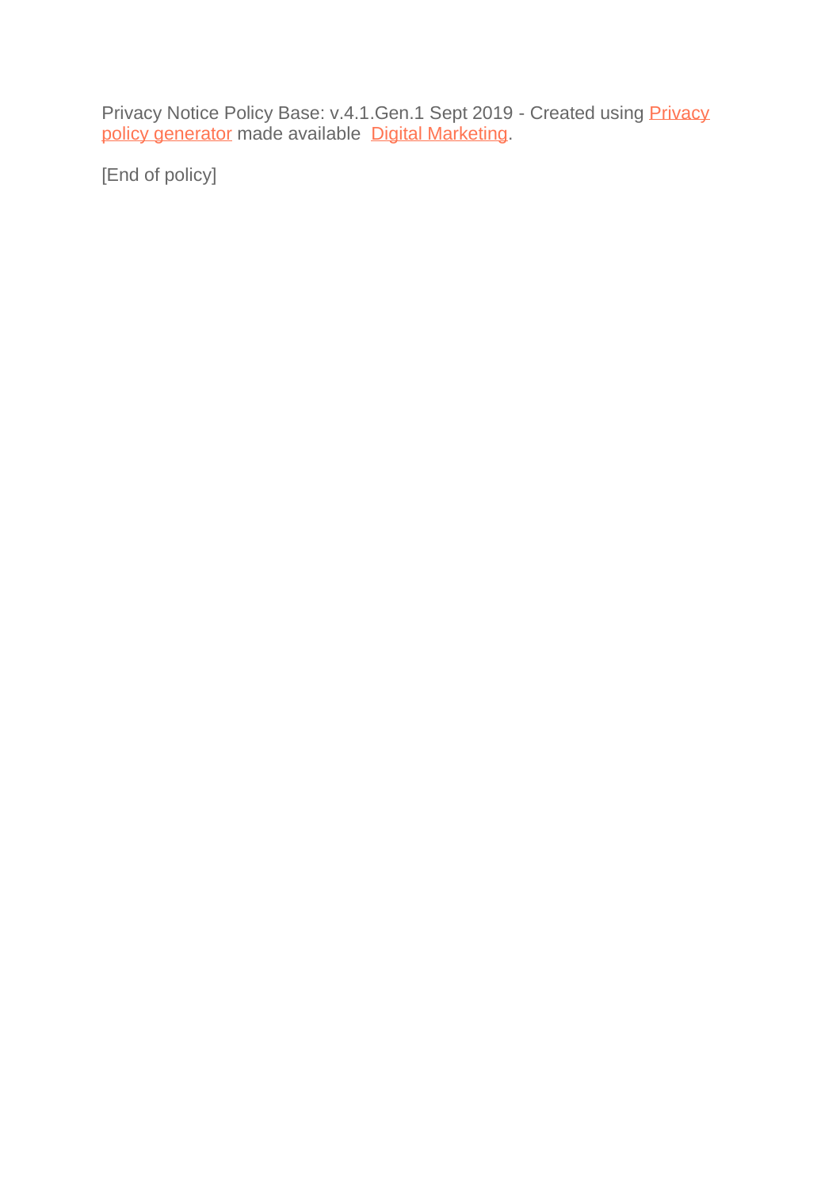Privacy Notice Policy Base: v.4.1.Gen.1 Sept 2019 - Created using Privacy policy generator made available  Digital Marketing.

[End of policy]